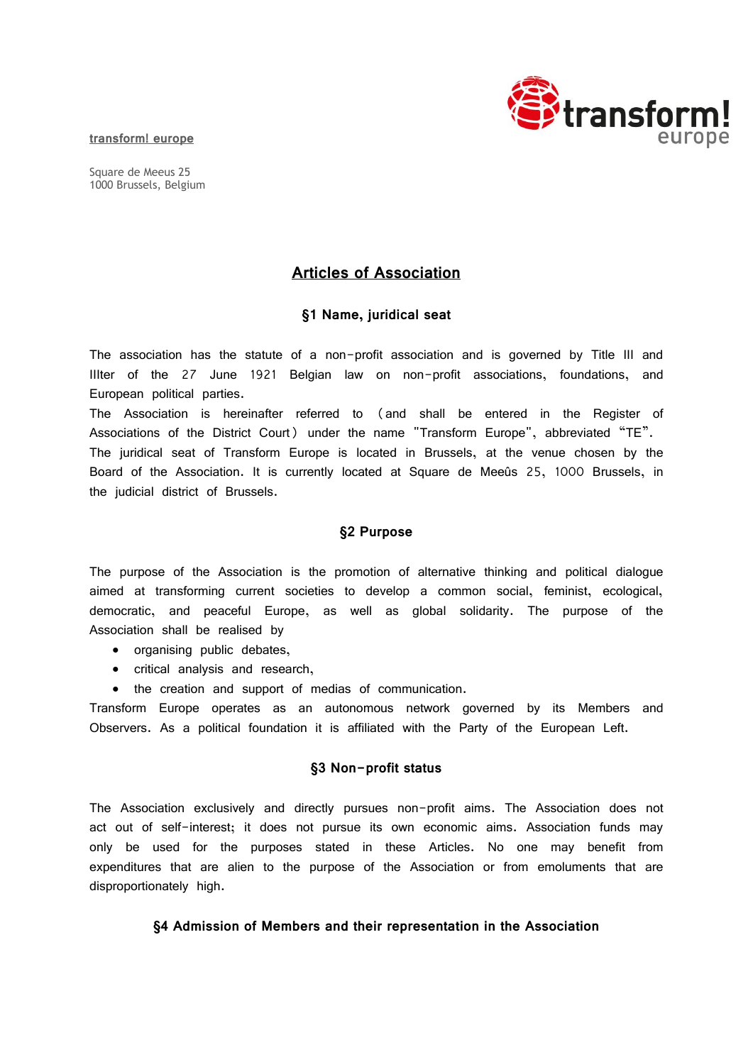transform! europe

Square de Meeus 25
1000 Brussels, Belgium

# Articles of Association

## §1 Name, juridical seat

The association has the statute of a non-profit association and is governed by Title III and IIIter of the 27 June 1921 Belgian law on non-profit associations, foundations, and European political parties.
The Association is hereinafter referred to (and shall be entered in the Register of Associations of the District Court) under the name "Transform Europe", abbreviated "TE".
The juridical seat of Transform Europe is located in Brussels, at the venue chosen by the Board of the Association. It is currently located at Square de Meeûs 25, 1000 Brussels, in the judicial district of Brussels.

## §2 Purpose

The purpose of the Association is the promotion of alternative thinking and political dialogue aimed at transforming current societies to develop a common social, feminist, ecological, democratic, and peaceful Europe, as well as global solidarity. The purpose of the Association shall be realised by

- organising public debates,
- critical analysis and research,
- the creation and support of medias of communication.

Transform Europe operates as an autonomous network governed by its Members and Observers. As a political foundation it is affiliated with the Party of the European Left.

## §3 Non-profit status

The Association exclusively and directly pursues non-profit aims. The Association does not act out of self-interest; it does not pursue its own economic aims. Association funds may only be used for the purposes stated in these Articles. No one may benefit from expenditures that are alien to the purpose of the Association or from emoluments that are disproportionately high.

## §4 Admission of Members and their representation in the Association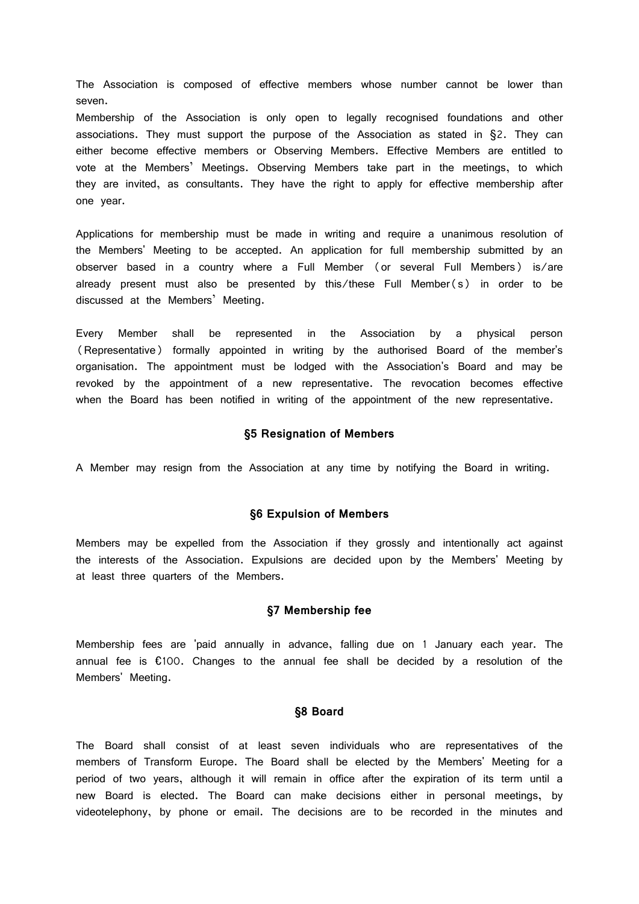The Association is composed of effective members whose number cannot be lower than seven.

Membership of the Association is only open to legally recognised foundations and other associations. They must support the purpose of the Association as stated in §2. They can either become effective members or Observing Members. Effective Members are entitled to vote at the Members' Meetings. Observing Members take part in the meetings, to which they are invited, as consultants. They have the right to apply for effective membership after one year.

Applications for membership must be made in writing and require a unanimous resolution of the Members' Meeting to be accepted. An application for full membership submitted by an observer based in a country where a Full Member (or several Full Members) is/are already present must also be presented by this/these Full Member(s) in order to be discussed at the Members' Meeting.

Every Member shall be represented in the Association by a physical person (Representative) formally appointed in writing by the authorised Board of the member's organisation. The appointment must be lodged with the Association's Board and may be revoked by the appointment of a new representative. The revocation becomes effective when the Board has been notified in writing of the appointment of the new representative.

### §5 Resignation of Members

A Member may resign from the Association at any time by notifying the Board in writing.

### §6 Expulsion of Members

Members may be expelled from the Association if they grossly and intentionally act against the interests of the Association. Expulsions are decided upon by the Members' Meeting by at least three quarters of the Members.

### §7 Membership fee

Membership fees are 'paid annually in advance, falling due on 1 January each year. The annual fee is €100. Changes to the annual fee shall be decided by a resolution of the Members' Meeting.

### §8 Board

The Board shall consist of at least seven individuals who are representatives of the members of Transform Europe. The Board shall be elected by the Members' Meeting for a period of two years, although it will remain in office after the expiration of its term until a new Board is elected. The Board can make decisions either in personal meetings, by videotelephony, by phone or email. The decisions are to be recorded in the minutes and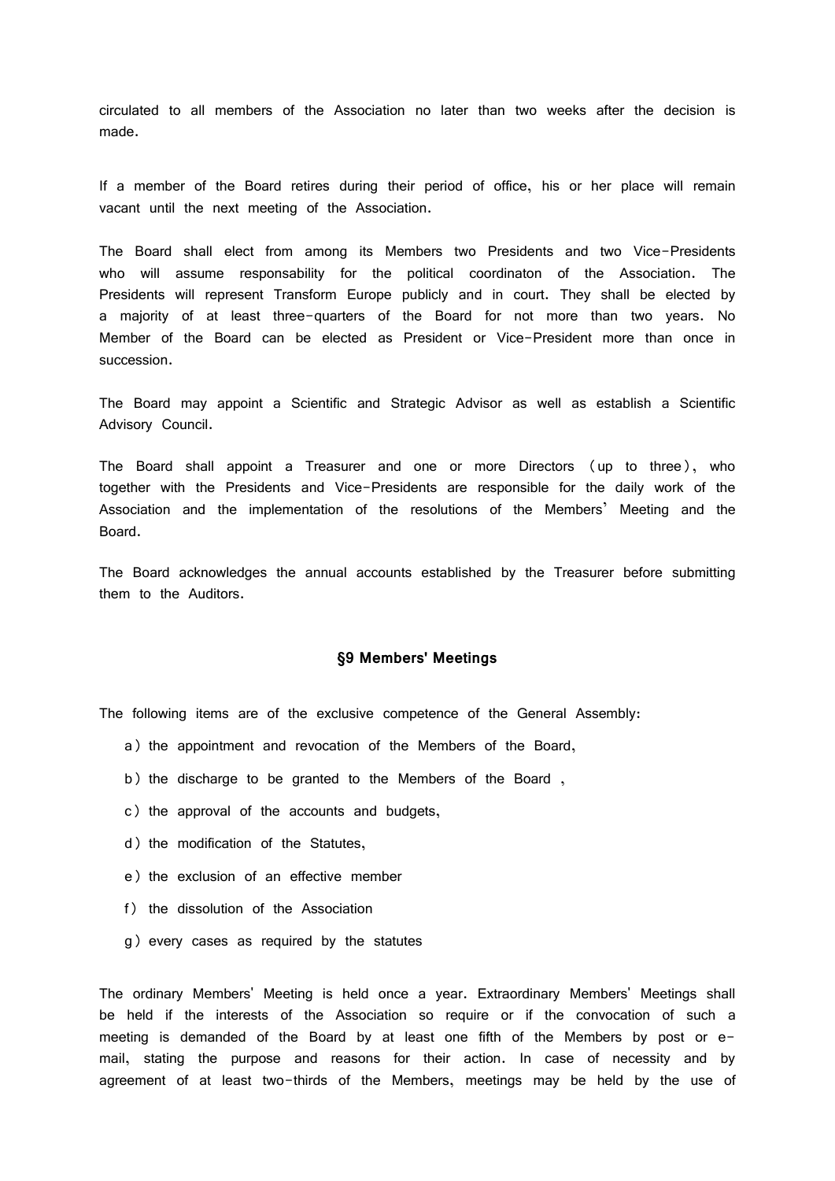circulated to all members of the Association no later than two weeks after the decision is made.

If a member of the Board retires during their period of office, his or her place will remain vacant until the next meeting of the Association.

The Board shall elect from among its Members two Presidents and two Vice-Presidents who will assume responsability for the political coordinaton of the Association. The Presidents will represent Transform Europe publicly and in court. They shall be elected by a majority of at least three-quarters of the Board for not more than two years. No Member of the Board can be elected as President or Vice-President more than once in succession.

The Board may appoint a Scientific and Strategic Advisor as well as establish a Scientific Advisory Council.

The Board shall appoint a Treasurer and one or more Directors (up to three), who together with the Presidents and Vice-Presidents are responsible for the daily work of the Association and the implementation of the resolutions of the Members' Meeting and the Board.

The Board acknowledges the annual accounts established by the Treasurer before submitting them to the Auditors.

## §9 Members' Meetings

The following items are of the exclusive competence of the General Assembly:

a) the appointment and revocation of the Members of the Board,

b) the discharge to be granted to the Members of the Board ,

c) the approval of the accounts and budgets,

d) the modification of the Statutes,

e) the exclusion of an effective member

f) the dissolution of the Association

g) every cases as required by the statutes

The ordinary Members' Meeting is held once a year. Extraordinary Members' Meetings shall be held if the interests of the Association so require or if the convocation of such a meeting is demanded of the Board by at least one fifth of the Members by post or e-mail, stating the purpose and reasons for their action. In case of necessity and by agreement of at least two-thirds of the Members, meetings may be held by the use of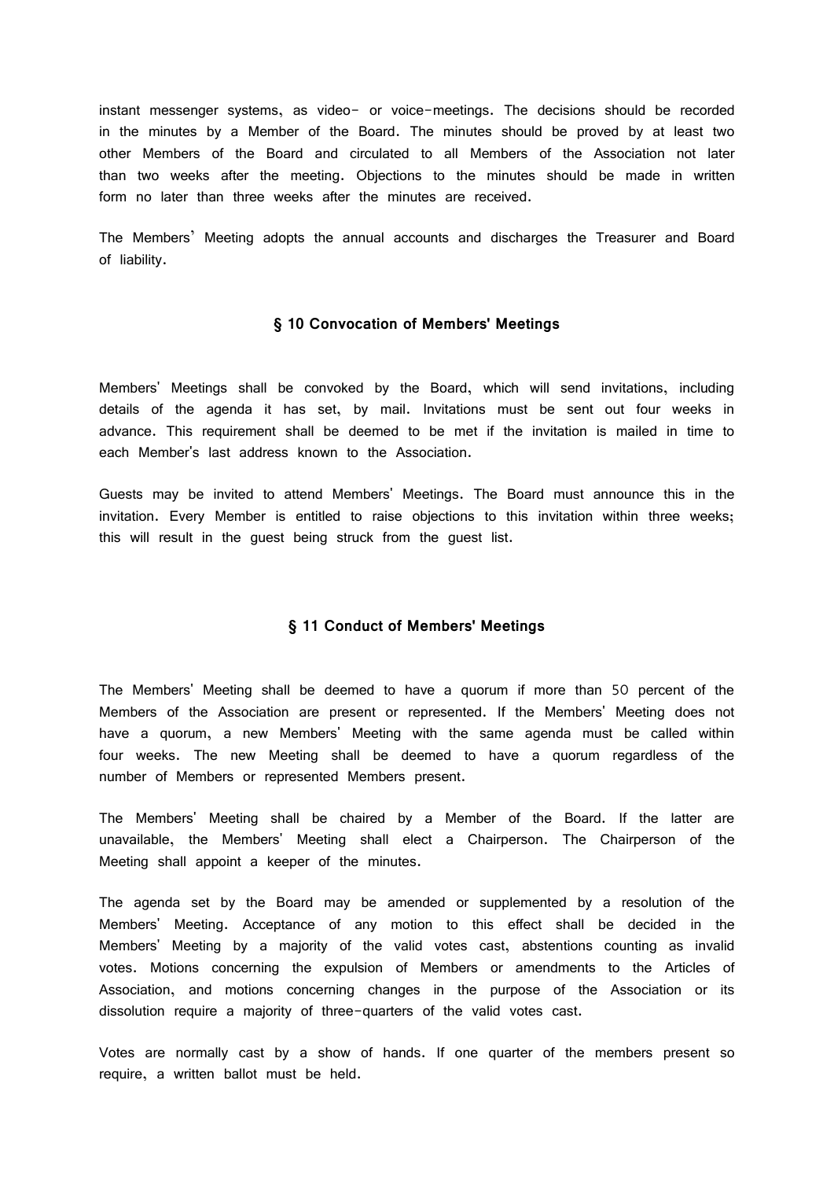instant messenger systems, as video- or voice-meetings. The decisions should be recorded in the minutes by a Member of the Board. The minutes should be proved by at least two other Members of the Board and circulated to all Members of the Association not later than two weeks after the meeting. Objections to the minutes should be made in written form no later than three weeks after the minutes are received.

The Members' Meeting adopts the annual accounts and discharges the Treasurer and Board of liability.

### § 10 Convocation of Members' Meetings

Members' Meetings shall be convoked by the Board, which will send invitations, including details of the agenda it has set, by mail. Invitations must be sent out four weeks in advance. This requirement shall be deemed to be met if the invitation is mailed in time to each Member's last address known to the Association.

Guests may be invited to attend Members' Meetings. The Board must announce this in the invitation. Every Member is entitled to raise objections to this invitation within three weeks; this will result in the guest being struck from the guest list.

### § 11 Conduct of Members' Meetings

The Members' Meeting shall be deemed to have a quorum if more than 50 percent of the Members of the Association are present or represented. If the Members' Meeting does not have a quorum, a new Members' Meeting with the same agenda must be called within four weeks. The new Meeting shall be deemed to have a quorum regardless of the number of Members or represented Members present.

The Members' Meeting shall be chaired by a Member of the Board. If the latter are unavailable, the Members' Meeting shall elect a Chairperson. The Chairperson of the Meeting shall appoint a keeper of the minutes.

The agenda set by the Board may be amended or supplemented by a resolution of the Members' Meeting. Acceptance of any motion to this effect shall be decided in the Members' Meeting by a majority of the valid votes cast, abstentions counting as invalid votes. Motions concerning the expulsion of Members or amendments to the Articles of Association, and motions concerning changes in the purpose of the Association or its dissolution require a majority of three-quarters of the valid votes cast.

Votes are normally cast by a show of hands. If one quarter of the members present so require, a written ballot must be held.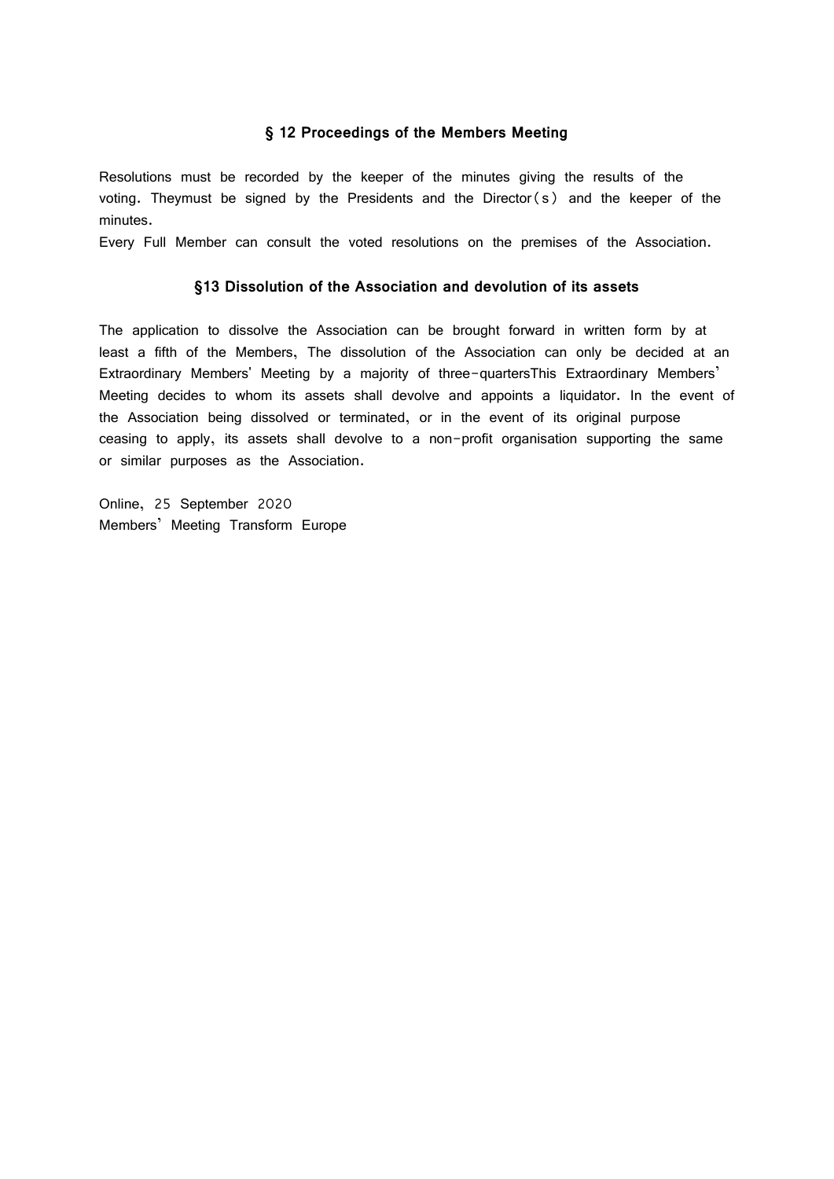## § 12 Proceedings of the Members Meeting

Resolutions must be recorded by the keeper of the minutes giving the results of the voting. Theymust be signed by the Presidents and the Director(s) and the keeper of the minutes.

Every Full Member can consult the voted resolutions on the premises of the Association.

## §13 Dissolution of the Association and devolution of its assets

The application to dissolve the Association can be brought forward in written form by at least a fifth of the Members, The dissolution of the Association can only be decided at an Extraordinary Members' Meeting by a majority of three-quartersThis Extraordinary Members' Meeting decides to whom its assets shall devolve and appoints a liquidator. In the event of the Association being dissolved or terminated, or in the event of its original purpose ceasing to apply, its assets shall devolve to a non-profit organisation supporting the same or similar purposes as the Association.

Online, 25 September 2020
Members' Meeting Transform Europe